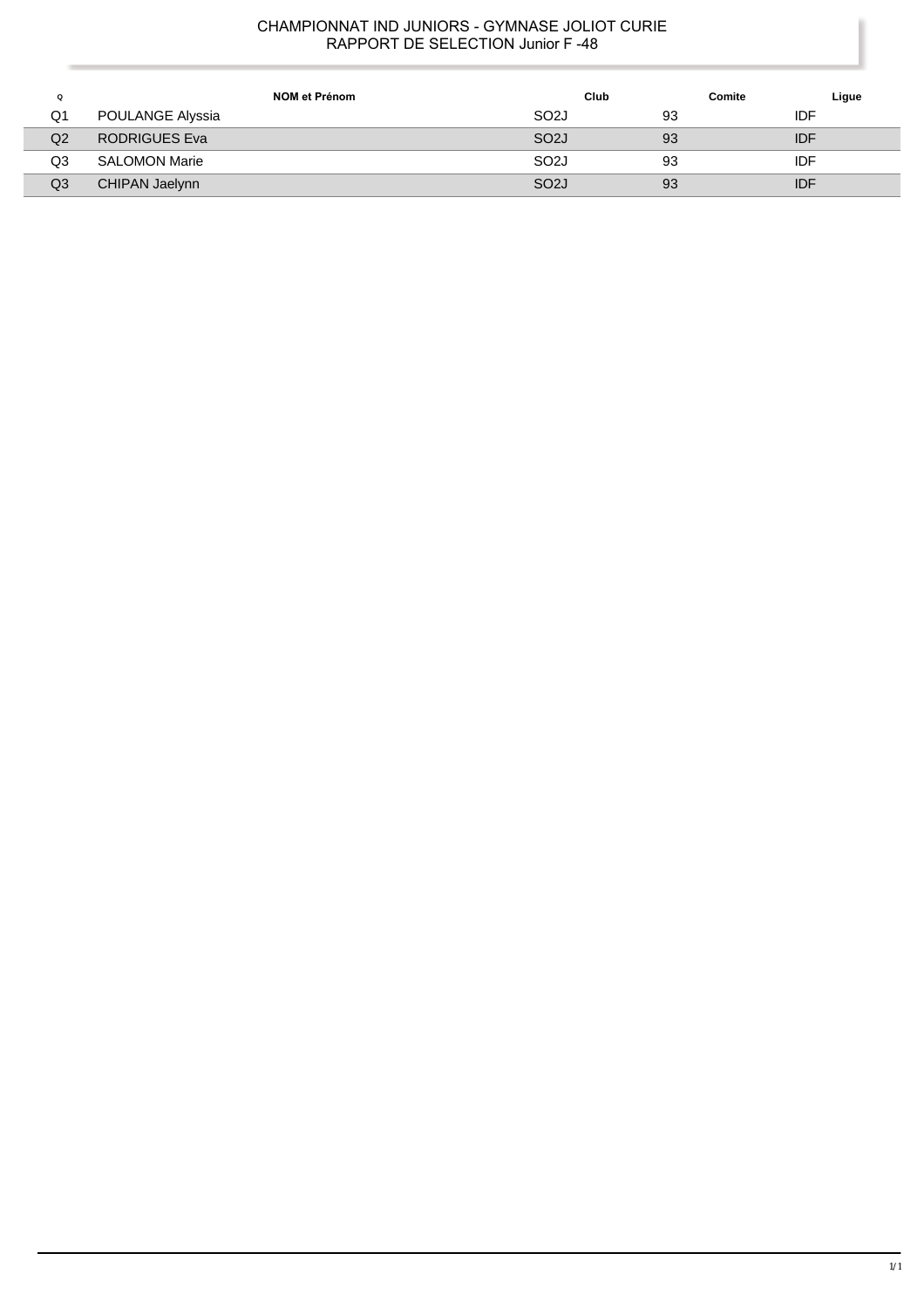# CHAMPIONNAT IND JUNIORS - GYMNASE JOLIOT CURIE
## RAPPORT DE SELECTION Junior F -48

| Q | NOM et Prénom | Club | Comite | Ligue |
|---|---|---|---|---|
| Q1 | POULANGE Alyssia | SO2J | 93 | IDF |
| Q2 | RODRIGUES Eva | SO2J | 93 | IDF |
| Q3 | SALOMON Marie | SO2J | 93 | IDF |
| Q3 | CHIPAN Jaelynn | SO2J | 93 | IDF |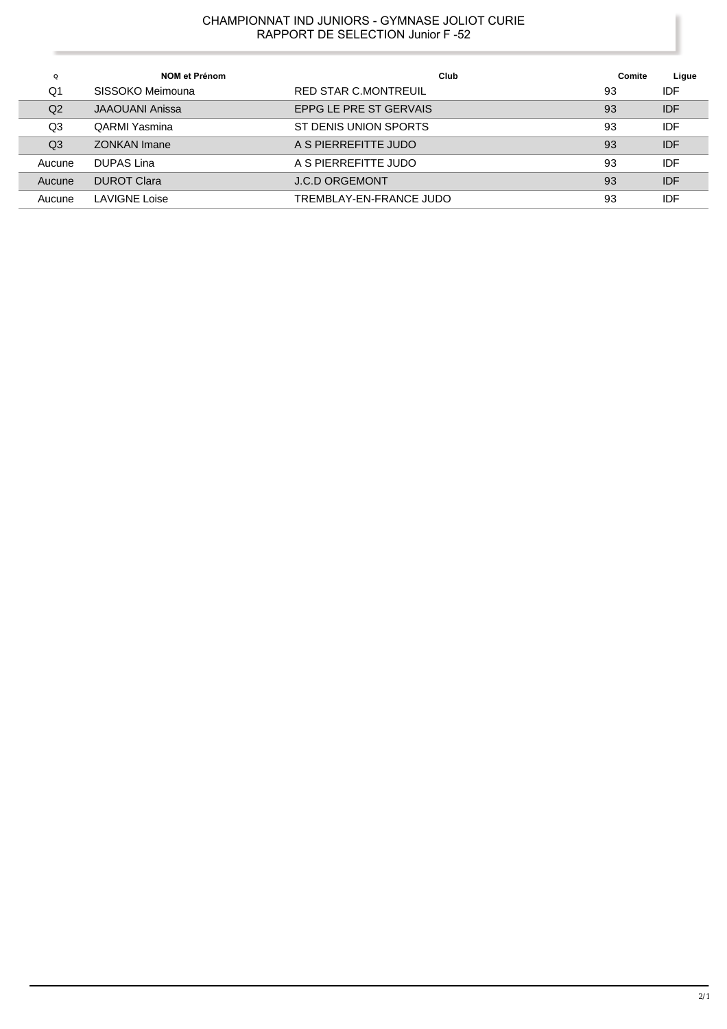CHAMPIONNAT IND JUNIORS - GYMNASE JOLIOT CURIE
RAPPORT DE SELECTION Junior F -52

| Q | NOM et Prénom | Club | Comite | Ligue |
|---|---|---|---|---|
| Q1 | SISSOKO Meimouna | RED STAR C.MONTREUIL | 93 | IDF |
| Q2 | JAAOUANI Anissa | EPPG LE PRE ST GERVAIS | 93 | IDF |
| Q3 | QARMI Yasmina | ST DENIS UNION SPORTS | 93 | IDF |
| Q3 | ZONKAN Imane | A S PIERREFITTE JUDO | 93 | IDF |
| Aucune | DUPAS Lina | A S PIERREFITTE JUDO | 93 | IDF |
| Aucune | DUROT Clara | J.C.D ORGEMONT | 93 | IDF |
| Aucune | LAVIGNE Loise | TREMBLAY-EN-FRANCE JUDO | 93 | IDF |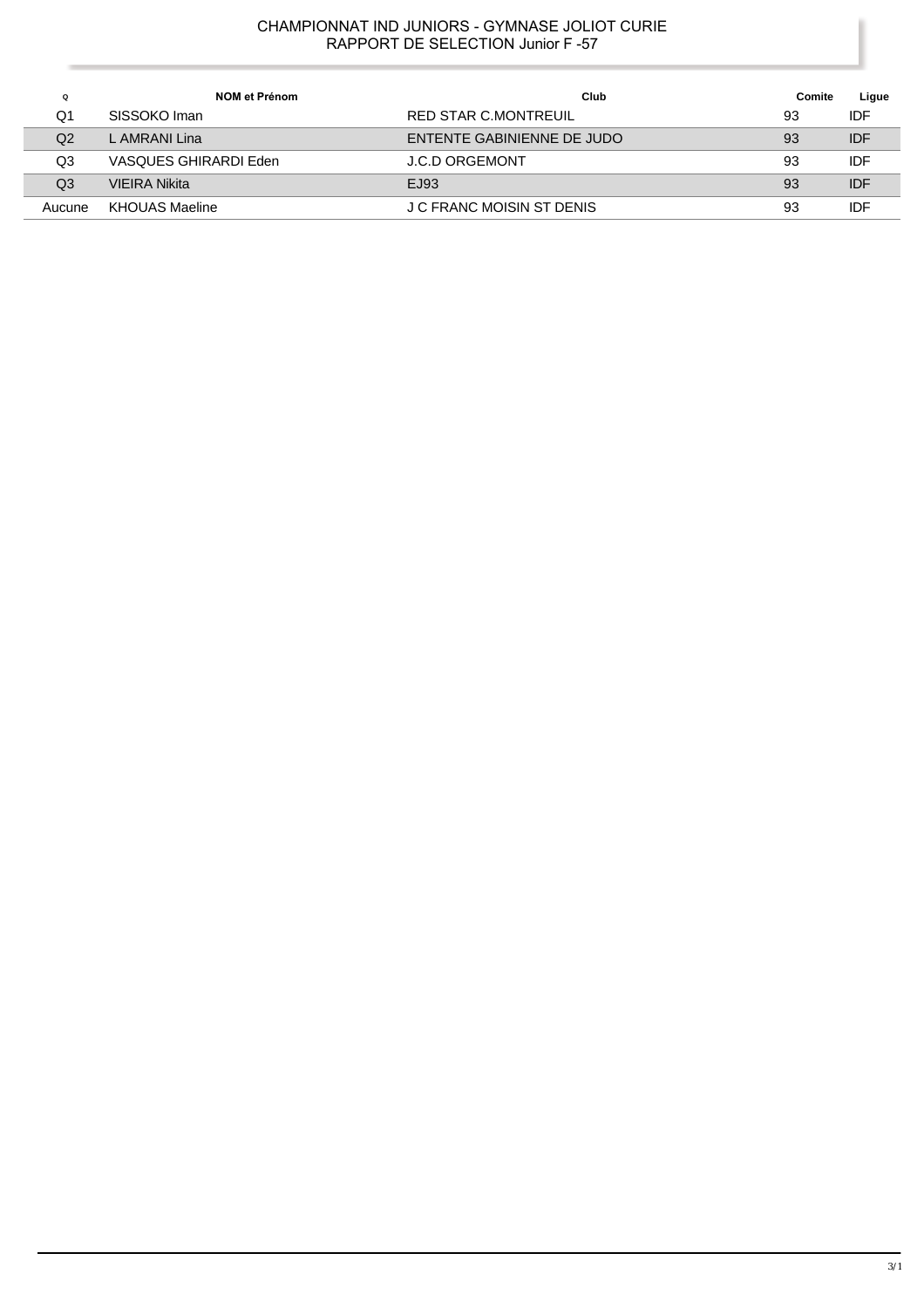# CHAMPIONNAT IND JUNIORS - GYMNASE JOLIOT CURIE
## RAPPORT DE SELECTION Junior F -57

| Q | NOM et Prénom | Club | Comite | Ligue |
|---|---|---|---|---|
| Q1 | SISSOKO Iman | RED STAR C.MONTREUIL | 93 | IDF |
| Q2 | L AMRANI Lina | ENTENTE GABINIENNE DE JUDO | 93 | IDF |
| Q3 | VASQUES GHIRARDI Eden | J.C.D ORGEMONT | 93 | IDF |
| Q3 | VIEIRA Nikita | EJ93 | 93 | IDF |
| Aucune | KHOUAS Maeline | J C FRANC MOISIN ST DENIS | 93 | IDF |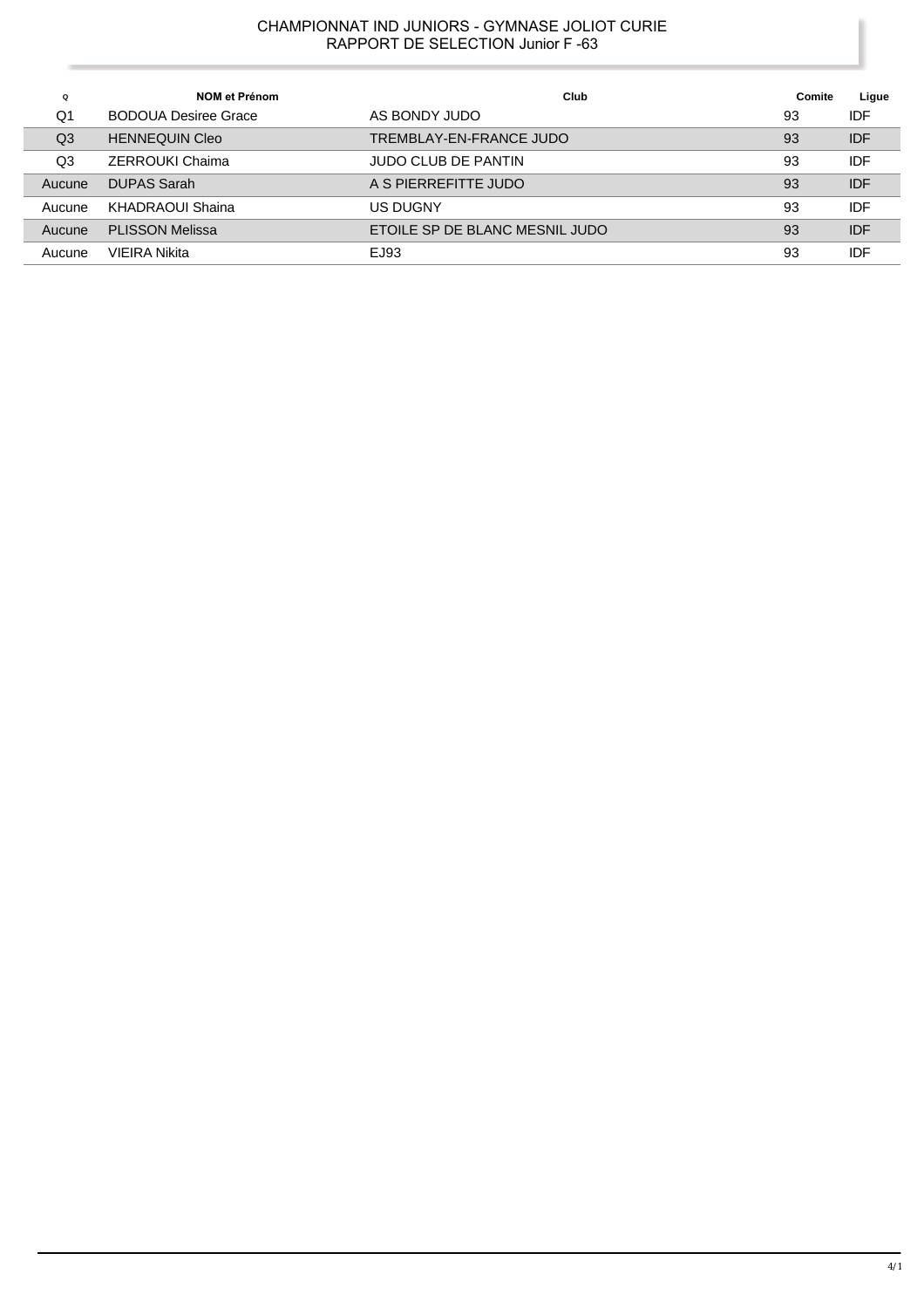CHAMPIONNAT IND JUNIORS - GYMNASE JOLIOT CURIE
RAPPORT DE SELECTION Junior F -63

| Q | NOM et Prénom | Club | Comite | Ligue |
|---|---|---|---|---|
| Q1 | BODOUA Desiree Grace | AS BONDY JUDO | 93 | IDF |
| Q3 | HENNEQUIN Cleo | TREMBLAY-EN-FRANCE JUDO | 93 | IDF |
| Q3 | ZERROUKI Chaima | JUDO CLUB DE PANTIN | 93 | IDF |
| Aucune | DUPAS Sarah | A S PIERREFITTE JUDO | 93 | IDF |
| Aucune | KHADRAOUI Shaina | US DUGNY | 93 | IDF |
| Aucune | PLISSON Melissa | ETOILE SP DE BLANC MESNIL JUDO | 93 | IDF |
| Aucune | VIEIRA Nikita | EJ93 | 93 | IDF |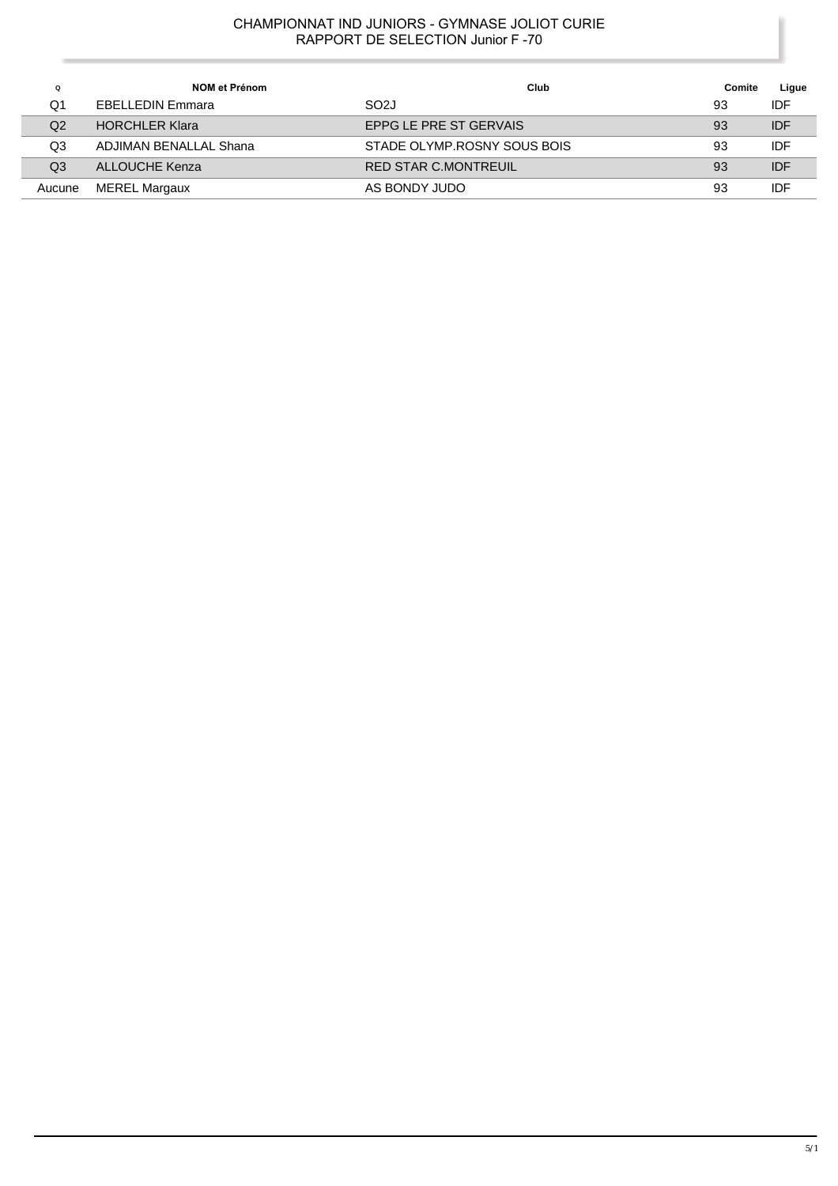CHAMPIONNAT IND JUNIORS - GYMNASE JOLIOT CURIE
RAPPORT DE SELECTION Junior F -70

| Q | NOM et Prénom | Club | Comite | Ligue |
|---|---|---|---|---|
| Q1 | EBELLEDIN Emmara | SO2J | 93 | IDF |
| Q2 | HORCHLER Klara | EPPG LE PRE ST GERVAIS | 93 | IDF |
| Q3 | ADJIMAN BENALLAL Shana | STADE OLYMP.ROSNY SOUS BOIS | 93 | IDF |
| Q3 | ALLOUCHE Kenza | RED STAR C.MONTREUIL | 93 | IDF |
| Aucune | MEREL Margaux | AS BONDY JUDO | 93 | IDF |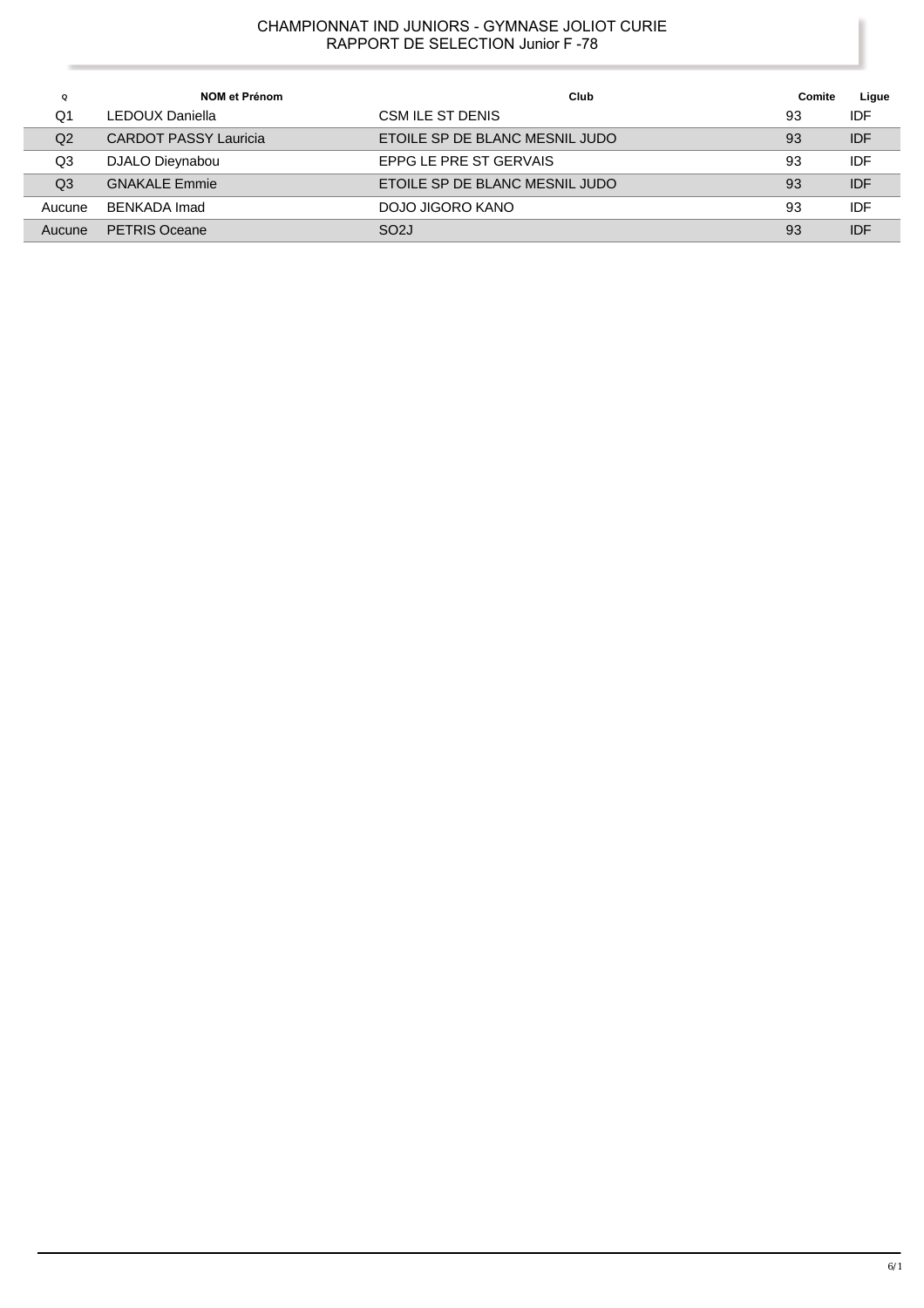CHAMPIONNAT IND JUNIORS - GYMNASE JOLIOT CURIE
RAPPORT DE SELECTION Junior F -78

| Q | NOM et Prénom | Club | Comite | Ligue |
|---|---|---|---|---|
| Q1 | LEDOUX Daniella | CSM ILE ST DENIS | 93 | IDF |
| Q2 | CARDOT PASSY Lauricia | ETOILE SP DE BLANC MESNIL JUDO | 93 | IDF |
| Q3 | DJALO Dieynabou | EPPG LE PRE ST GERVAIS | 93 | IDF |
| Q3 | GNAKALE Emmie | ETOILE SP DE BLANC MESNIL JUDO | 93 | IDF |
| Aucune | BENKADA Imad | DOJO JIGORO KANO | 93 | IDF |
| Aucune | PETRIS Oceane | SO2J | 93 | IDF |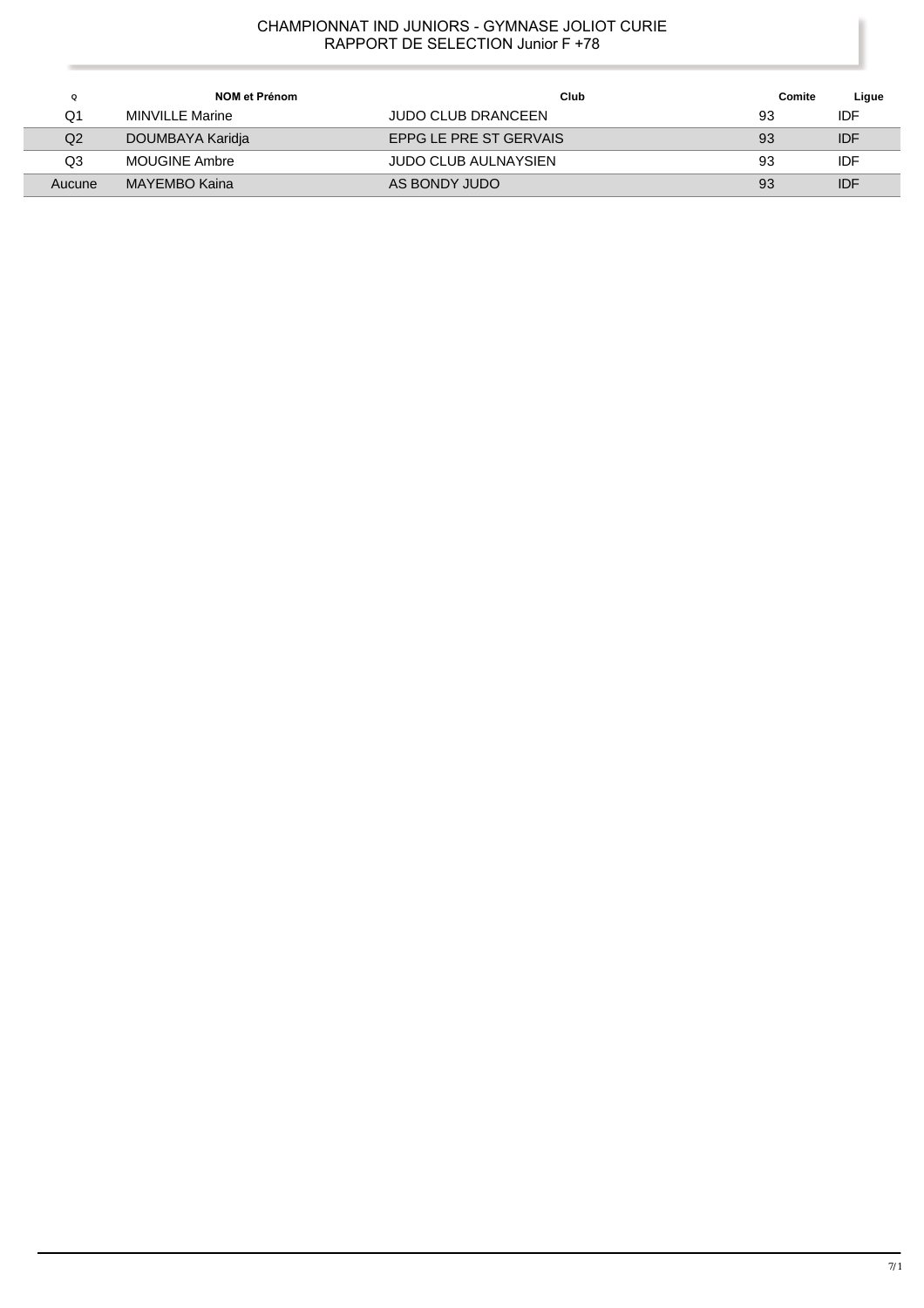# CHAMPIONNAT IND JUNIORS - GYMNASE JOLIOT CURIE
## RAPPORT DE SELECTION Junior F +78

| Q | NOM et Prénom | Club | Comite | Ligue |
|---|---|---|---|---|
| Q1 | MINVILLE Marine | JUDO CLUB DRANCEEN | 93 | IDF |
| Q2 | DOUMBAYA Karidja | EPPG LE PRE ST GERVAIS | 93 | IDF |
| Q3 | MOUGINE Ambre | JUDO CLUB AULNAYSIEN | 93 | IDF |
| Aucune | MAYEMBO Kaina | AS BONDY JUDO | 93 | IDF |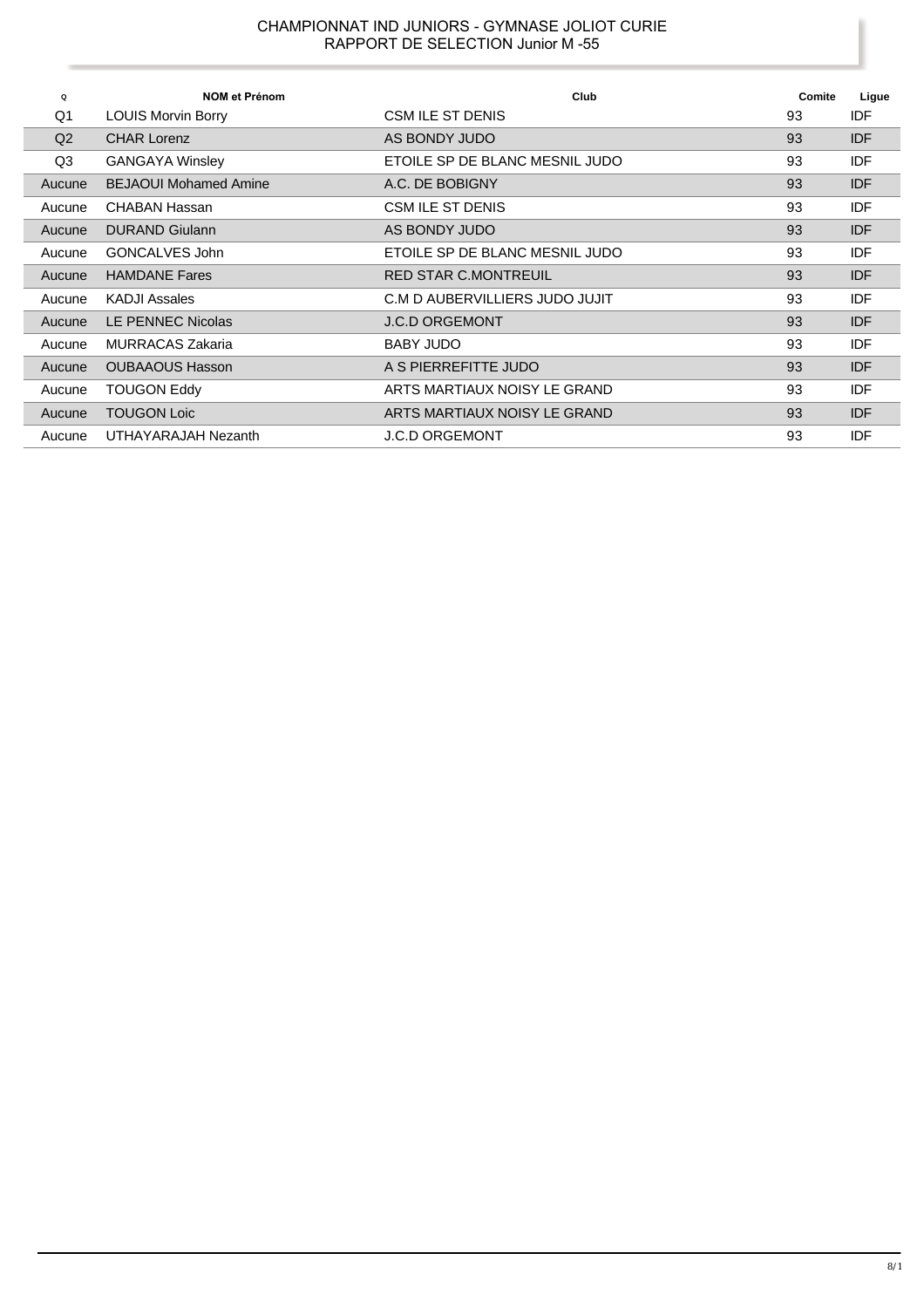# CHAMPIONNAT IND JUNIORS - GYMNASE JOLIOT CURIE
## RAPPORT DE SELECTION Junior M -55

| Q | NOM et Prénom | Club | Comite | Ligue |
|---|---|---|---|---|
| Q1 | LOUIS Morvin Borry | CSM ILE ST DENIS | 93 | IDF |
| Q2 | CHAR Lorenz | AS BONDY JUDO | 93 | IDF |
| Q3 | GANGAYA Winsley | ETOILE SP DE BLANC MESNIL JUDO | 93 | IDF |
| Aucune | BEJAOUI Mohamed Amine | A.C. DE BOBIGNY | 93 | IDF |
| Aucune | CHABAN Hassan | CSM ILE ST DENIS | 93 | IDF |
| Aucune | DURAND Giulann | AS BONDY JUDO | 93 | IDF |
| Aucune | GONCALVES John | ETOILE SP DE BLANC MESNIL JUDO | 93 | IDF |
| Aucune | HAMDANE Fares | RED STAR C.MONTREUIL | 93 | IDF |
| Aucune | KADJI Assales | C.M D AUBERVILLIERS JUDO JUJIT | 93 | IDF |
| Aucune | LE PENNEC Nicolas | J.C.D ORGEMONT | 93 | IDF |
| Aucune | MURRACAS Zakaria | BABY JUDO | 93 | IDF |
| Aucune | OUBAAOUS Hasson | A S PIERREFITTE JUDO | 93 | IDF |
| Aucune | TOUGON Eddy | ARTS MARTIAUX NOISY LE GRAND | 93 | IDF |
| Aucune | TOUGON Loic | ARTS MARTIAUX NOISY LE GRAND | 93 | IDF |
| Aucune | UTHAYARAJAH Nezanth | J.C.D ORGEMONT | 93 | IDF |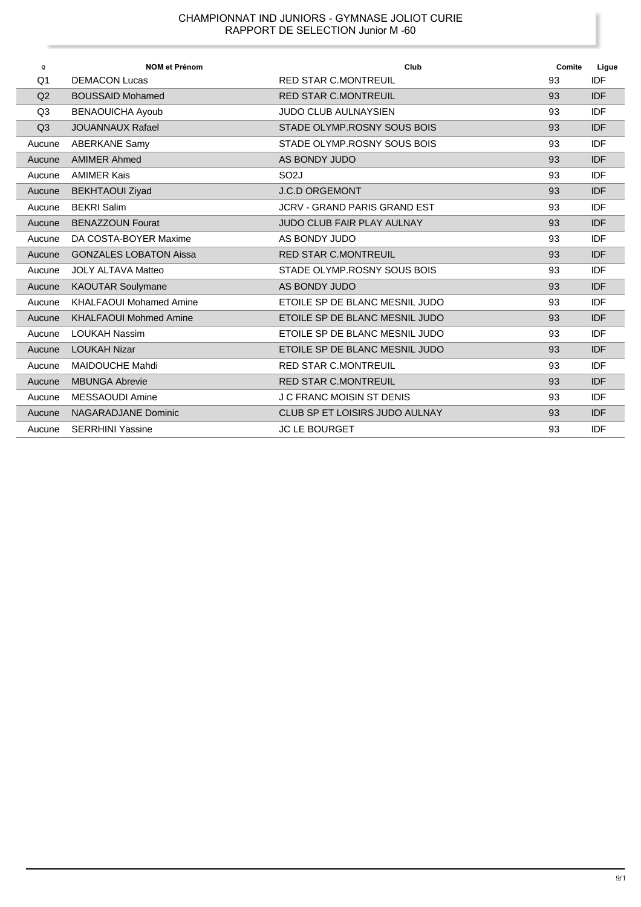CHAMPIONNAT IND JUNIORS - GYMNASE JOLIOT CURIE
RAPPORT DE SELECTION Junior M -60

| Q | NOM et Prénom | Club | Comite | Ligue |
|---|---|---|---|---|
| Q1 | DEMACON Lucas | RED STAR C.MONTREUIL | 93 | IDF |
| Q2 | BOUSSAID Mohamed | RED STAR C.MONTREUIL | 93 | IDF |
| Q3 | BENAOUICHA Ayoub | JUDO CLUB AULNAYSIEN | 93 | IDF |
| Q3 | JOUANNAUX Rafael | STADE OLYMP.ROSNY SOUS BOIS | 93 | IDF |
| Aucune | ABERKANE Samy | STADE OLYMP.ROSNY SOUS BOIS | 93 | IDF |
| Aucune | AMIMER Ahmed | AS BONDY JUDO | 93 | IDF |
| Aucune | AMIMER Kais | SO2J | 93 | IDF |
| Aucune | BEKHTAOUI Ziyad | J.C.D ORGEMONT | 93 | IDF |
| Aucune | BEKRI Salim | JCRV - GRAND PARIS GRAND EST | 93 | IDF |
| Aucune | BENAZZOUN Fourat | JUDO CLUB FAIR PLAY AULNAY | 93 | IDF |
| Aucune | DA COSTA-BOYER Maxime | AS BONDY JUDO | 93 | IDF |
| Aucune | GONZALES LOBATON Aissa | RED STAR C.MONTREUIL | 93 | IDF |
| Aucune | JOLY ALTAVA Matteo | STADE OLYMP.ROSNY SOUS BOIS | 93 | IDF |
| Aucune | KAOUTAR Soulymane | AS BONDY JUDO | 93 | IDF |
| Aucune | KHALFAOUI Mohamed Amine | ETOILE SP DE BLANC MESNIL JUDO | 93 | IDF |
| Aucune | KHALFAOUI Mohmed Amine | ETOILE SP DE BLANC MESNIL JUDO | 93 | IDF |
| Aucune | LOUKAH Nassim | ETOILE SP DE BLANC MESNIL JUDO | 93 | IDF |
| Aucune | LOUKAH Nizar | ETOILE SP DE BLANC MESNIL JUDO | 93 | IDF |
| Aucune | MAIDOUCHE Mahdi | RED STAR C.MONTREUIL | 93 | IDF |
| Aucune | MBUNGA Abrevie | RED STAR C.MONTREUIL | 93 | IDF |
| Aucune | MESSAOUDI Amine | J C FRANC MOISIN ST DENIS | 93 | IDF |
| Aucune | NAGARADJANE Dominic | CLUB SP ET LOISIRS JUDO AULNAY | 93 | IDF |
| Aucune | SERRHINI Yassine | JC LE BOURGET | 93 | IDF |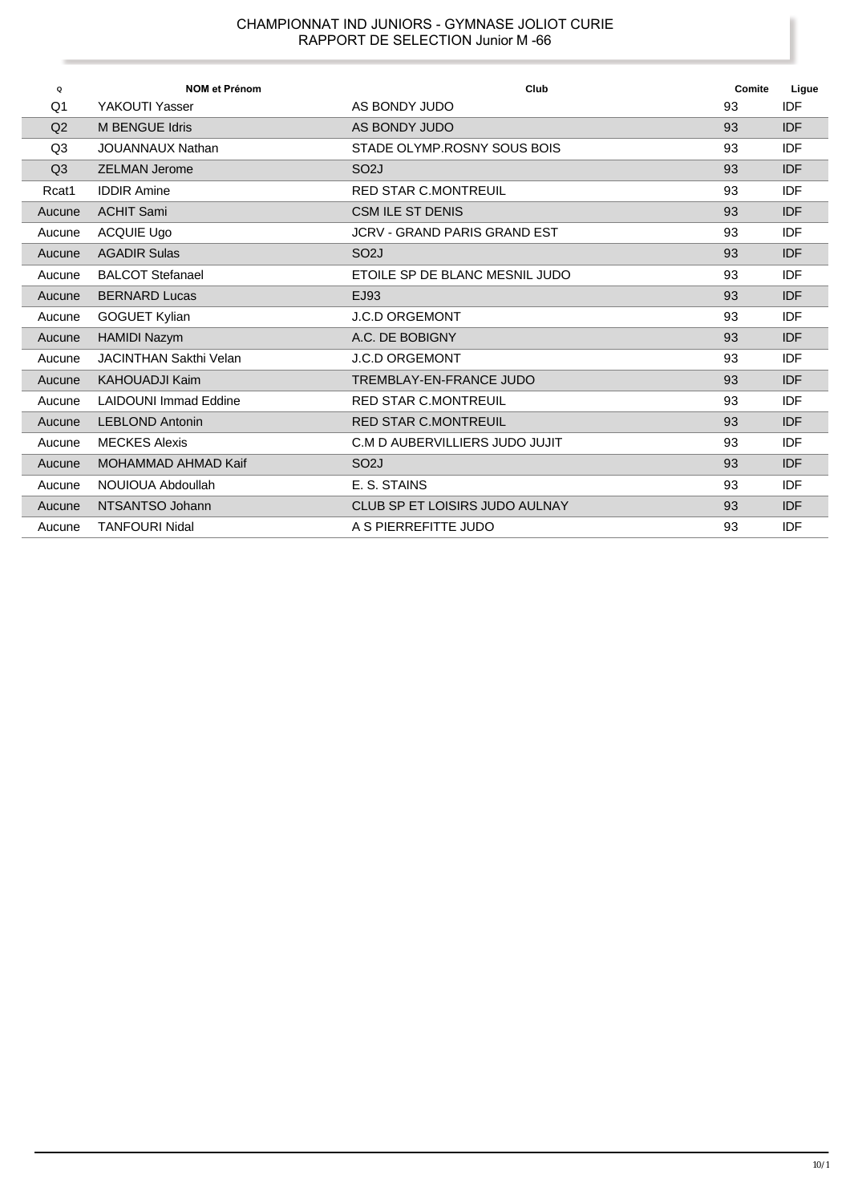CHAMPIONNAT IND JUNIORS - GYMNASE JOLIOT CURIE
RAPPORT DE SELECTION Junior M -66

| Q | NOM et Prénom | Club | Comite | Ligue |
|---|---|---|---|---|
| Q1 | YAKOUTI Yasser | AS BONDY JUDO | 93 | IDF |
| Q2 | M BENGUE Idris | AS BONDY JUDO | 93 | IDF |
| Q3 | JOUANNAUX Nathan | STADE OLYMP.ROSNY SOUS BOIS | 93 | IDF |
| Q3 | ZELMAN Jerome | SO2J | 93 | IDF |
| Rcat1 | IDDIR Amine | RED STAR C.MONTREUIL | 93 | IDF |
| Aucune | ACHIT Sami | CSM ILE ST DENIS | 93 | IDF |
| Aucune | ACQUIE Ugo | JCRV - GRAND PARIS GRAND EST | 93 | IDF |
| Aucune | AGADIR Sulas | SO2J | 93 | IDF |
| Aucune | BALCOT Stefanael | ETOILE SP DE BLANC MESNIL JUDO | 93 | IDF |
| Aucune | BERNARD Lucas | EJ93 | 93 | IDF |
| Aucune | GOGUET Kylian | J.C.D ORGEMONT | 93 | IDF |
| Aucune | HAMIDI Nazym | A.C. DE BOBIGNY | 93 | IDF |
| Aucune | JACINTHAN Sakthi Velan | J.C.D ORGEMONT | 93 | IDF |
| Aucune | KAHOUADJI Kaim | TREMBLAY-EN-FRANCE JUDO | 93 | IDF |
| Aucune | LAIDOUNI Immad Eddine | RED STAR C.MONTREUIL | 93 | IDF |
| Aucune | LEBLOND Antonin | RED STAR C.MONTREUIL | 93 | IDF |
| Aucune | MECKES Alexis | C.M D AUBERVILLIERS JUDO JUJIT | 93 | IDF |
| Aucune | MOHAMMAD AHMAD Kaif | SO2J | 93 | IDF |
| Aucune | NOUIOUA Abdoullah | E. S. STAINS | 93 | IDF |
| Aucune | NTSANTSO Johann | CLUB SP ET LOISIRS JUDO AULNAY | 93 | IDF |
| Aucune | TANFOURI Nidal | A S PIERREFITTE JUDO | 93 | IDF |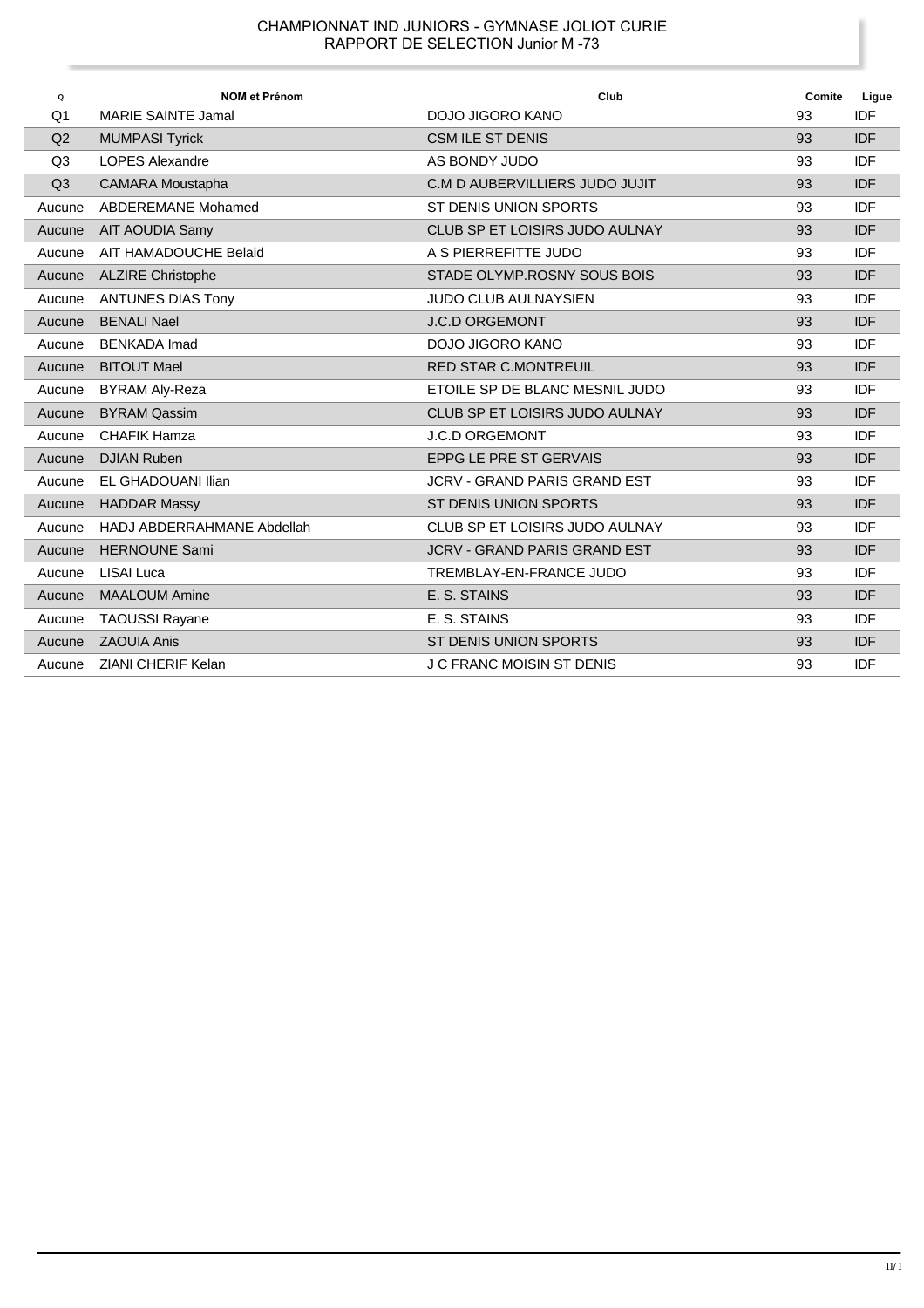CHAMPIONNAT IND JUNIORS - GYMNASE JOLIOT CURIE
RAPPORT DE SELECTION Junior M -73

| Q | NOM et Prénom | Club | Comite | Ligue |
|---|---|---|---|---|
| Q1 | MARIE SAINTE Jamal | DOJO JIGORO KANO | 93 | IDF |
| Q2 | MUMPASI Tyrick | CSM ILE ST DENIS | 93 | IDF |
| Q3 | LOPES Alexandre | AS BONDY JUDO | 93 | IDF |
| Q3 | CAMARA Moustapha | C.M D AUBERVILLIERS JUDO JUJIT | 93 | IDF |
| Aucune | ABDEREMANE Mohamed | ST DENIS UNION SPORTS | 93 | IDF |
| Aucune | AIT AOUDIA Samy | CLUB SP ET LOISIRS JUDO AULNAY | 93 | IDF |
| Aucune | AIT HAMADOUCHE Belaid | A S PIERREFITTE JUDO | 93 | IDF |
| Aucune | ALZIRE Christophe | STADE OLYMP.ROSNY SOUS BOIS | 93 | IDF |
| Aucune | ANTUNES DIAS Tony | JUDO CLUB AULNAYSIEN | 93 | IDF |
| Aucune | BENALI Nael | J.C.D ORGEMONT | 93 | IDF |
| Aucune | BENKADA Imad | DOJO JIGORO KANO | 93 | IDF |
| Aucune | BITOUT Mael | RED STAR C.MONTREUIL | 93 | IDF |
| Aucune | BYRAM Aly-Reza | ETOILE SP DE BLANC MESNIL JUDO | 93 | IDF |
| Aucune | BYRAM Qassim | CLUB SP ET LOISIRS JUDO AULNAY | 93 | IDF |
| Aucune | CHAFIK Hamza | J.C.D ORGEMONT | 93 | IDF |
| Aucune | DJIAN Ruben | EPPG LE PRE ST GERVAIS | 93 | IDF |
| Aucune | EL GHADOUANI Ilian | JCRV - GRAND PARIS GRAND EST | 93 | IDF |
| Aucune | HADDAR Massy | ST DENIS UNION SPORTS | 93 | IDF |
| Aucune | HADJ ABDERRAHMANE Abdellah | CLUB SP ET LOISIRS JUDO AULNAY | 93 | IDF |
| Aucune | HERNOUNE Sami | JCRV - GRAND PARIS GRAND EST | 93 | IDF |
| Aucune | LISAI Luca | TREMBLAY-EN-FRANCE JUDO | 93 | IDF |
| Aucune | MAALOUM Amine | E. S. STAINS | 93 | IDF |
| Aucune | TAOUSSI Rayane | E. S. STAINS | 93 | IDF |
| Aucune | ZAOUIA Anis | ST DENIS UNION SPORTS | 93 | IDF |
| Aucune | ZIANI CHERIF Kelan | J C FRANC MOISIN ST DENIS | 93 | IDF |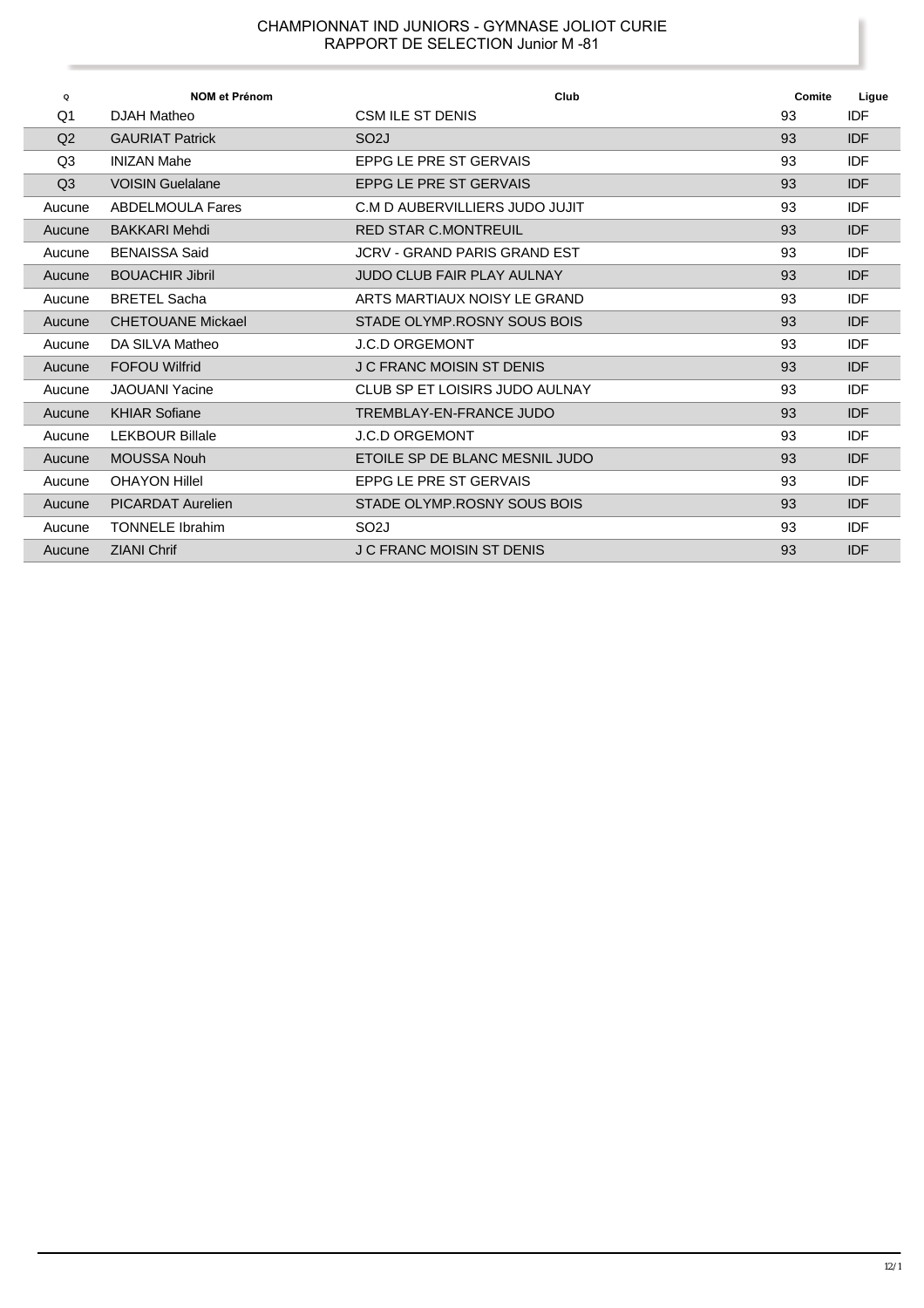# CHAMPIONNAT IND JUNIORS - GYMNASE JOLIOT CURIE
## RAPPORT DE SELECTION Junior M -81

| Q | NOM et Prénom | Club | Comite | Ligue |
|---|---|---|---|---|
| Q1 | DJAH Matheo | CSM ILE ST DENIS | 93 | IDF |
| Q2 | GAURIAT Patrick | SO2J | 93 | IDF |
| Q3 | INIZAN Mahe | EPPG LE PRE ST GERVAIS | 93 | IDF |
| Q3 | VOISIN Guelalane | EPPG LE PRE ST GERVAIS | 93 | IDF |
| Aucune | ABDELMOULA Fares | C.M D AUBERVILLIERS JUDO JUJIT | 93 | IDF |
| Aucune | BAKKARI Mehdi | RED STAR C.MONTREUIL | 93 | IDF |
| Aucune | BENAISSA Said | JCRV - GRAND PARIS GRAND EST | 93 | IDF |
| Aucune | BOUACHIR Jibril | JUDO CLUB FAIR PLAY AULNAY | 93 | IDF |
| Aucune | BRETEL Sacha | ARTS MARTIAUX NOISY LE GRAND | 93 | IDF |
| Aucune | CHETOUANE Mickael | STADE OLYMP.ROSNY SOUS BOIS | 93 | IDF |
| Aucune | DA SILVA Matheo | J.C.D ORGEMONT | 93 | IDF |
| Aucune | FOFOU Wilfrid | J C FRANC MOISIN ST DENIS | 93 | IDF |
| Aucune | JAOUANI Yacine | CLUB SP ET LOISIRS JUDO AULNAY | 93 | IDF |
| Aucune | KHIAR Sofiane | TREMBLAY-EN-FRANCE JUDO | 93 | IDF |
| Aucune | LEKBOUR Billale | J.C.D ORGEMONT | 93 | IDF |
| Aucune | MOUSSA Nouh | ETOILE SP DE BLANC MESNIL JUDO | 93 | IDF |
| Aucune | OHAYON Hillel | EPPG LE PRE ST GERVAIS | 93 | IDF |
| Aucune | PICARDAT Aurelien | STADE OLYMP.ROSNY SOUS BOIS | 93 | IDF |
| Aucune | TONNELE Ibrahim | SO2J | 93 | IDF |
| Aucune | ZIANI Chrif | J C FRANC MOISIN ST DENIS | 93 | IDF |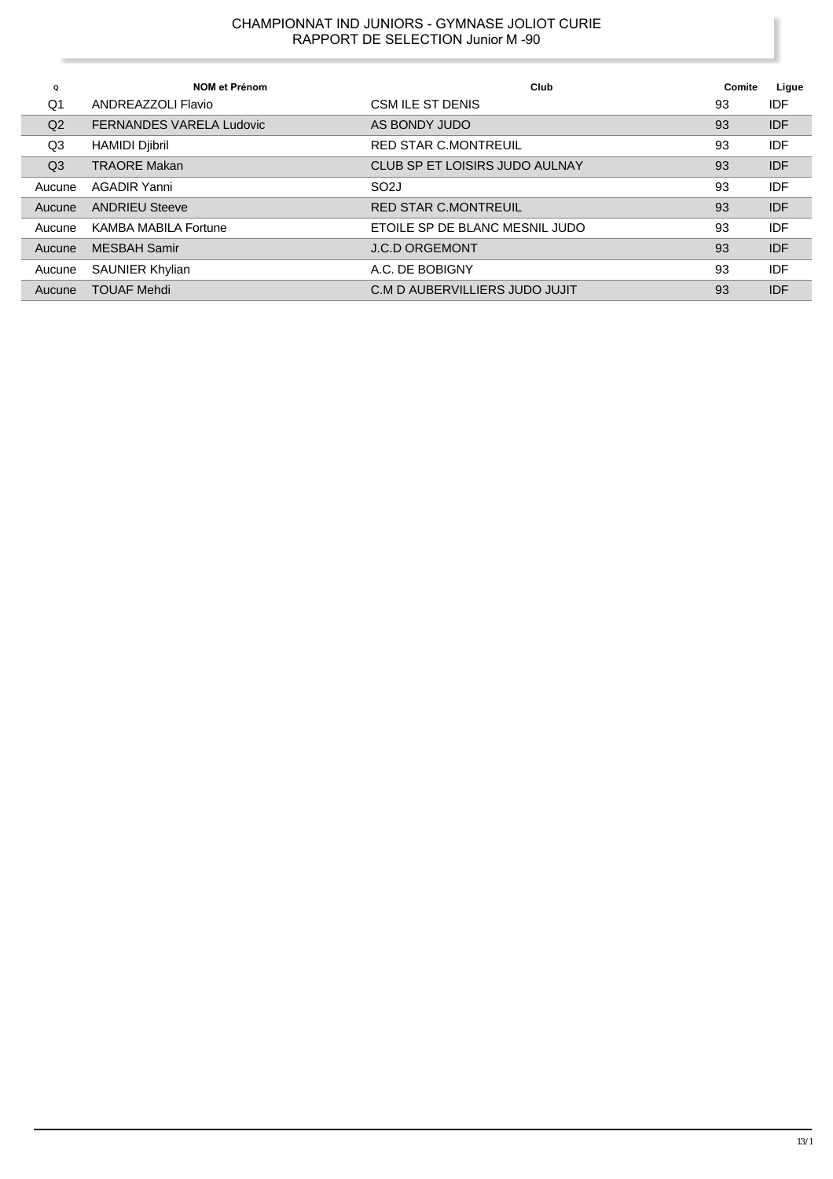CHAMPIONNAT IND JUNIORS - GYMNASE JOLIOT CURIE
RAPPORT DE SELECTION Junior M -90

| Q | NOM et Prénom | Club | Comite | Ligue |
|---|---|---|---|---|
| Q1 | ANDREAZZOLI Flavio | CSM ILE ST DENIS | 93 | IDF |
| Q2 | FERNANDES VARELA Ludovic | AS BONDY JUDO | 93 | IDF |
| Q3 | HAMIDI Djibril | RED STAR C.MONTREUIL | 93 | IDF |
| Q3 | TRAORE Makan | CLUB SP ET LOISIRS JUDO AULNAY | 93 | IDF |
| Aucune | AGADIR Yanni | SO2J | 93 | IDF |
| Aucune | ANDRIEU Steeve | RED STAR C.MONTREUIL | 93 | IDF |
| Aucune | KAMBA MABILA Fortune | ETOILE SP DE BLANC MESNIL JUDO | 93 | IDF |
| Aucune | MESBAH Samir | J.C.D ORGEMONT | 93 | IDF |
| Aucune | SAUNIER Khylian | A.C. DE BOBIGNY | 93 | IDF |
| Aucune | TOUAF Mehdi | C.M D AUBERVILLIERS JUDO JUJIT | 93 | IDF |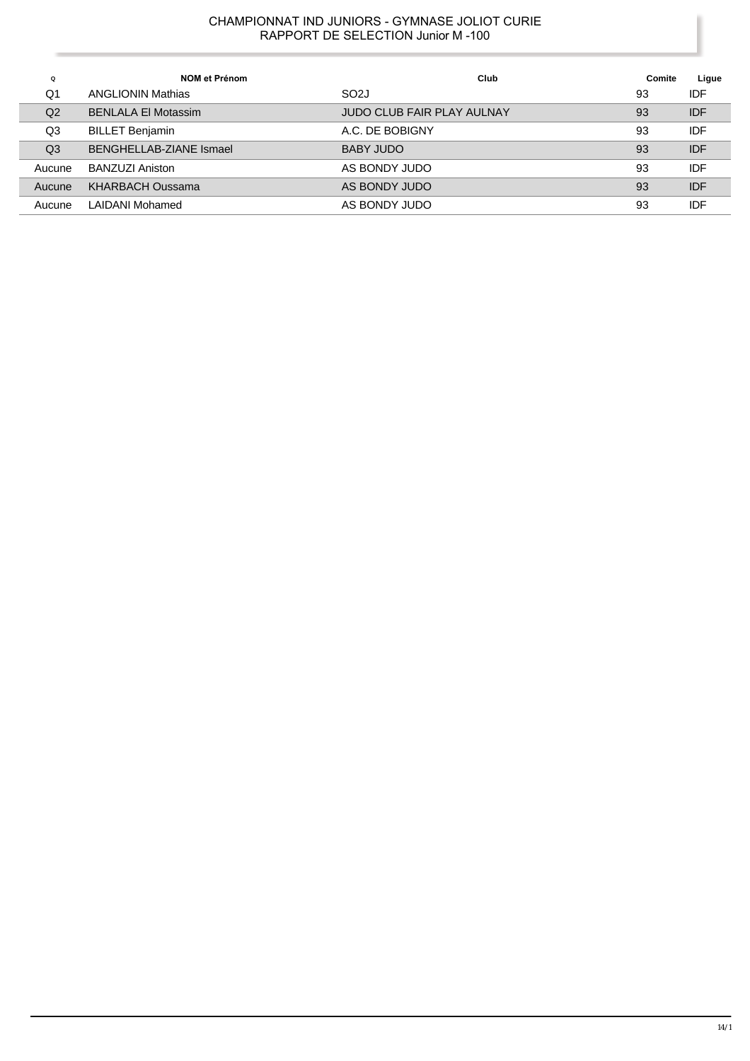# CHAMPIONNAT IND JUNIORS - GYMNASE JOLIOT CURIE
## RAPPORT DE SELECTION Junior M -100

| Q | NOM et Prénom | Club | Comite | Ligue |
|---|---|---|---|---|
| Q1 | ANGLIONIN Mathias | SO2J | 93 | IDF |
| Q2 | BENLALA El Motassim | JUDO CLUB FAIR PLAY AULNAY | 93 | IDF |
| Q3 | BILLET Benjamin | A.C. DE BOBIGNY | 93 | IDF |
| Q3 | BENGHELLAB-ZIANE Ismael | BABY JUDO | 93 | IDF |
| Aucune | BANZUZI Aniston | AS BONDY JUDO | 93 | IDF |
| Aucune | KHARBACH Oussama | AS BONDY JUDO | 93 | IDF |
| Aucune | LAIDANI Mohamed | AS BONDY JUDO | 93 | IDF |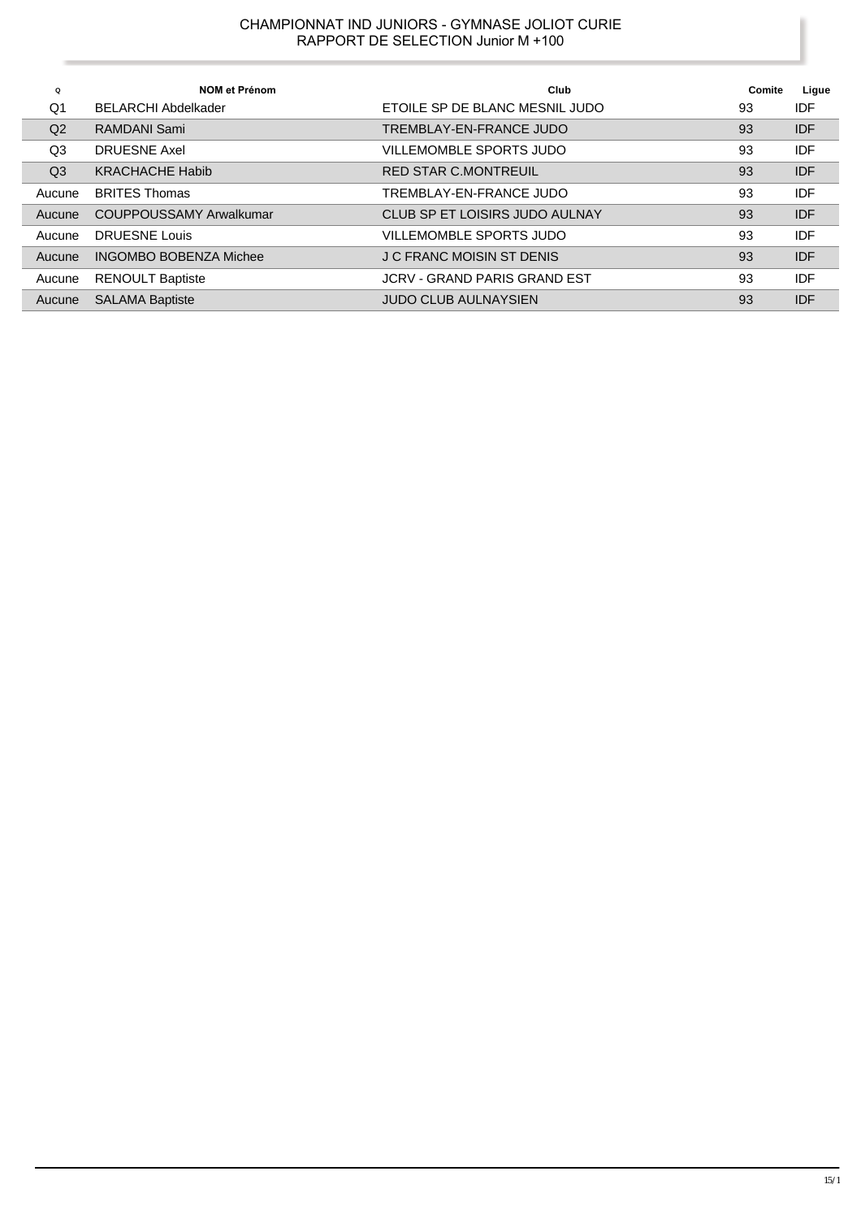CHAMPIONNAT IND JUNIORS - GYMNASE JOLIOT CURIE
RAPPORT DE SELECTION Junior M +100

| Q | NOM et Prénom | Club | Comite | Ligue |
|---|---|---|---|---|
| Q1 | BELARCHI Abdelkader | ETOILE SP DE BLANC MESNIL JUDO | 93 | IDF |
| Q2 | RAMDANI Sami | TREMBLAY-EN-FRANCE JUDO | 93 | IDF |
| Q3 | DRUESNE Axel | VILLEMOMBLE SPORTS JUDO | 93 | IDF |
| Q3 | KRACHACHE Habib | RED STAR C.MONTREUIL | 93 | IDF |
| Aucune | BRITES Thomas | TREMBLAY-EN-FRANCE JUDO | 93 | IDF |
| Aucune | COUPPOUSSAMY Arwalkumar | CLUB SP ET LOISIRS JUDO AULNAY | 93 | IDF |
| Aucune | DRUESNE Louis | VILLEMOMBLE SPORTS JUDO | 93 | IDF |
| Aucune | INGOMBO BOBENZA Michee | J C FRANC MOISIN ST DENIS | 93 | IDF |
| Aucune | RENOULT Baptiste | JCRV - GRAND PARIS GRAND EST | 93 | IDF |
| Aucune | SALAMA Baptiste | JUDO CLUB AULNAYSIEN | 93 | IDF |